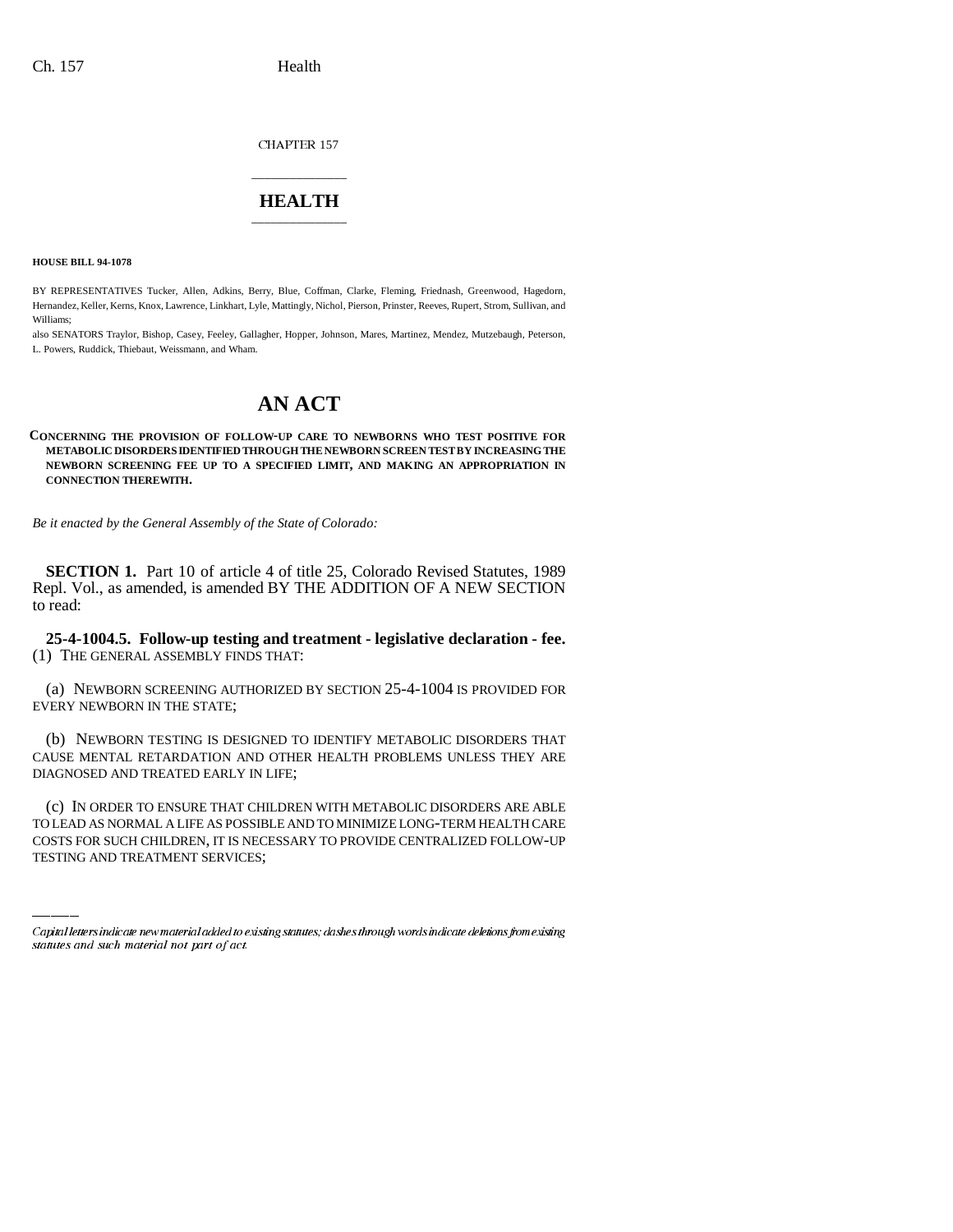CHAPTER 157

# HEALTH

**HOUSE BILL 94-1078**

BY REPRESENTATIVES Tucker, Allen, Adkins, Berry, Blue, Coffman, Clarke, Fleming, Friednash, Greenwood, Hagedorn, Hernandez, Keller, Kerns, Knox, Lawrence, Linkhart, Lyle, Mattingly, Nichol, Pierson, Prinster, Reeves, Rupert, Strom, Sullivan, and Williams;

also SENATORS Traylor, Bishop, Casey, Feeley, Gallagher, Hopper, Johnson, Mares, Martinez, Mendez, Mutzebaugh, Peterson, L. Powers, Ruddick, Thiebaut, Weissmann, and Wham.

# AN ACT

**CONCERNING THE PROVISION OF FOLLOW-UP CARE TO NEWBORNS WHO TEST POSITIVE FOR METABOLIC DISORDERS IDENTIFIED THROUGH THE NEWBORN SCREEN TEST BY INCREASING THE NEWBORN SCREENING FEE UP TO A SPECIFIED LIMIT, AND MAKING AN APPROPRIATION IN CONNECTION THEREWITH.**

*Be it enacted by the General Assembly of the State of Colorado:*

**SECTION 1.** Part 10 of article 4 of title 25, Colorado Revised Statutes, 1989 Repl. Vol., as amended, is amended BY THE ADDITION OF A NEW SECTION to read:

**25-4-1004.5. Follow-up testing and treatment - legislative declaration - fee.** (1) THE GENERAL ASSEMBLY FINDS THAT:

(a) NEWBORN SCREENING AUTHORIZED BY SECTION 25-4-1004 IS PROVIDED FOR EVERY NEWBORN IN THE STATE;

(b) NEWBORN TESTING IS DESIGNED TO IDENTIFY METABOLIC DISORDERS THAT CAUSE MENTAL RETARDATION AND OTHER HEALTH PROBLEMS UNLESS THEY ARE DIAGNOSED AND TREATED EARLY IN LIFE;

(c) IN ORDER TO ENSURE THAT CHILDREN WITH METABOLIC DISORDERS ARE ABLE TO LEAD AS NORMAL A LIFE AS POSSIBLE AND TO MINIMIZE LONG-TERM HEALTH CARE COSTS FOR SUCH CHILDREN, IT IS NECESSARY TO PROVIDE CENTRALIZED FOLLOW-UP TESTING AND TREATMENT SERVICES;

*Capital letters indicate new material added to existing statutes; dashes through words indicate deletions from existing statutes and such material not part of act.*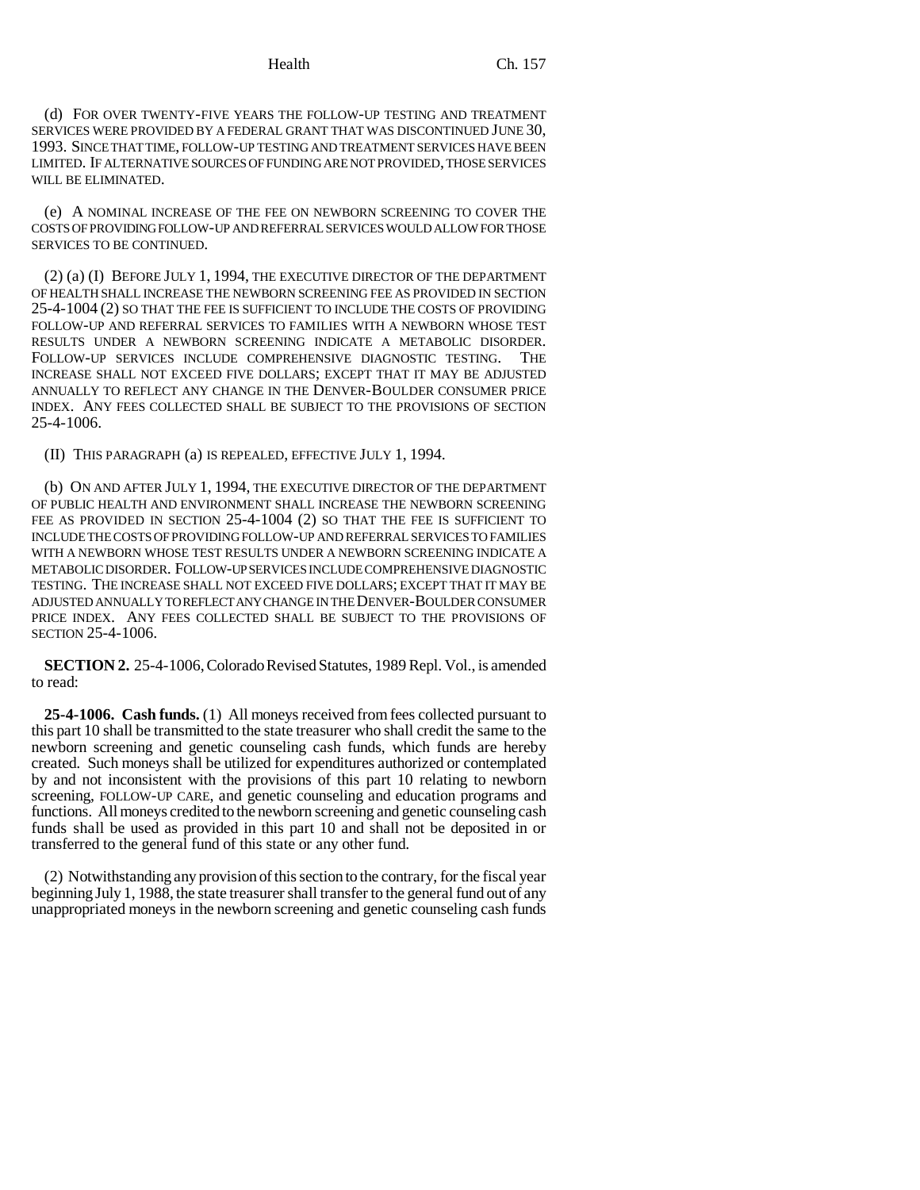(d) FOR OVER TWENTY-FIVE YEARS THE FOLLOW-UP TESTING AND TREATMENT SERVICES WERE PROVIDED BY A FEDERAL GRANT THAT WAS DISCONTINUED JUNE 30, 1993. SINCE THAT TIME, FOLLOW-UP TESTING AND TREATMENT SERVICES HAVE BEEN LIMITED. IF ALTERNATIVE SOURCES OF FUNDING ARE NOT PROVIDED, THOSE SERVICES WILL BE ELIMINATED.

(e) A NOMINAL INCREASE OF THE FEE ON NEWBORN SCREENING TO COVER THE COSTS OF PROVIDING FOLLOW-UP AND REFERRAL SERVICES WOULD ALLOW FOR THOSE SERVICES TO BE CONTINUED.

(2) (a) (I) BEFORE JULY 1, 1994, THE EXECUTIVE DIRECTOR OF THE DEPARTMENT OF HEALTH SHALL INCREASE THE NEWBORN SCREENING FEE AS PROVIDED IN SECTION 25-4-1004 (2) SO THAT THE FEE IS SUFFICIENT TO INCLUDE THE COSTS OF PROVIDING FOLLOW-UP AND REFERRAL SERVICES TO FAMILIES WITH A NEWBORN WHOSE TEST RESULTS UNDER A NEWBORN SCREENING INDICATE A METABOLIC DISORDER. FOLLOW-UP SERVICES INCLUDE COMPREHENSIVE DIAGNOSTIC TESTING. THE INCREASE SHALL NOT EXCEED FIVE DOLLARS; EXCEPT THAT IT MAY BE ADJUSTED ANNUALLY TO REFLECT ANY CHANGE IN THE DENVER-BOULDER CONSUMER PRICE INDEX. ANY FEES COLLECTED SHALL BE SUBJECT TO THE PROVISIONS OF SECTION 25-4-1006.

(II) THIS PARAGRAPH (a) IS REPEALED, EFFECTIVE JULY 1, 1994.

(b) ON AND AFTER JULY 1, 1994, THE EXECUTIVE DIRECTOR OF THE DEPARTMENT OF PUBLIC HEALTH AND ENVIRONMENT SHALL INCREASE THE NEWBORN SCREENING FEE AS PROVIDED IN SECTION 25-4-1004 (2) SO THAT THE FEE IS SUFFICIENT TO INCLUDE THE COSTS OF PROVIDING FOLLOW-UP AND REFERRAL SERVICES TO FAMILIES WITH A NEWBORN WHOSE TEST RESULTS UNDER A NEWBORN SCREENING INDICATE A METABOLIC DISORDER. FOLLOW-UP SERVICES INCLUDE COMPREHENSIVE DIAGNOSTIC TESTING. THE INCREASE SHALL NOT EXCEED FIVE DOLLARS; EXCEPT THAT IT MAY BE ADJUSTED ANNUALLY TO REFLECT ANY CHANGE IN THE DENVER-BOULDER CONSUMER PRICE INDEX. ANY FEES COLLECTED SHALL BE SUBJECT TO THE PROVISIONS OF SECTION 25-4-1006.

**SECTION 2.** 25-4-1006, Colorado Revised Statutes, 1989 Repl. Vol., is amended to read:

**25-4-1006. Cash funds.** (1) All moneys received from fees collected pursuant to this part 10 shall be transmitted to the state treasurer who shall credit the same to the newborn screening and genetic counseling cash funds, which funds are hereby created. Such moneys shall be utilized for expenditures authorized or contemplated by and not inconsistent with the provisions of this part 10 relating to newborn screening, FOLLOW-UP CARE, and genetic counseling and education programs and functions. All moneys credited to the newborn screening and genetic counseling cash funds shall be used as provided in this part 10 and shall not be deposited in or transferred to the general fund of this state or any other fund.

(2) Notwithstanding any provision of this section to the contrary, for the fiscal year beginning July 1, 1988, the state treasurer shall transfer to the general fund out of any unappropriated moneys in the newborn screening and genetic counseling cash funds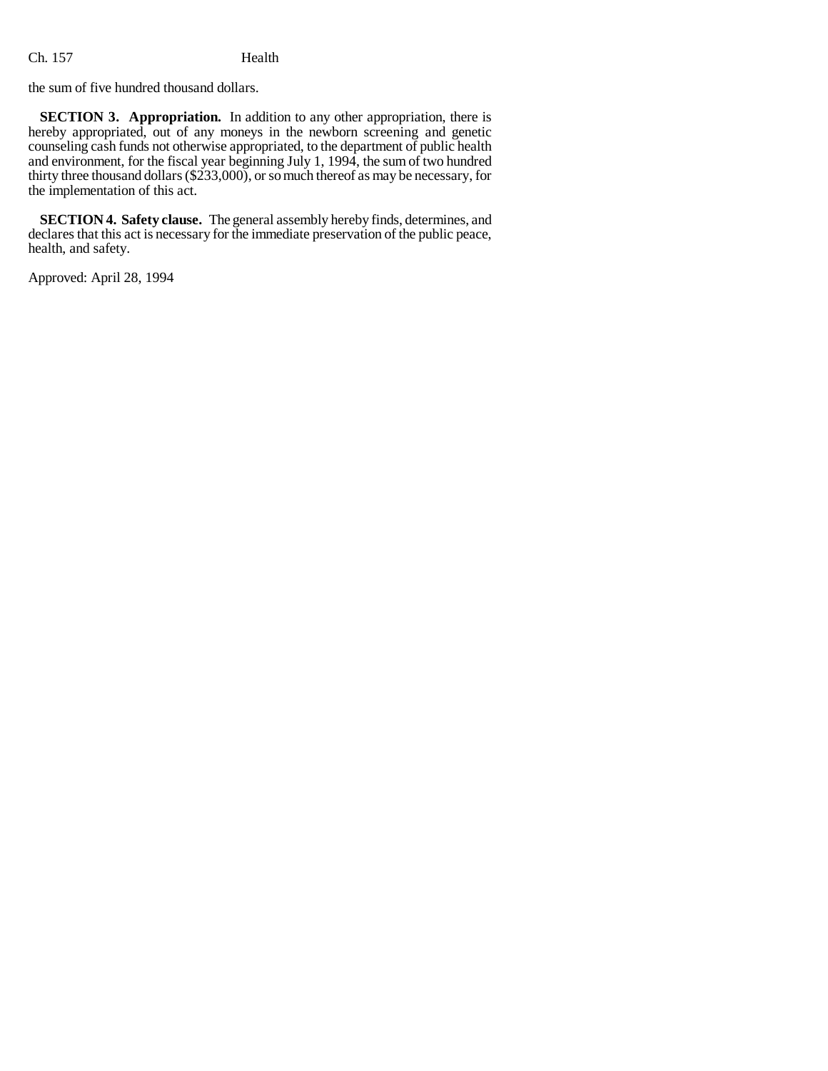the sum of five hundred thousand dollars.

**SECTION 3. Appropriation.** In addition to any other appropriation, there is hereby appropriated, out of any moneys in the newborn screening and genetic counseling cash funds not otherwise appropriated, to the department of public health and environment, for the fiscal year beginning July 1, 1994, the sum of two hundred thirty three thousand dollars ($233,000), or so much thereof as may be necessary, for the implementation of this act.

**SECTION 4. Safety clause.** The general assembly hereby finds, determines, and declares that this act is necessary for the immediate preservation of the public peace, health, and safety.

Approved: April 28, 1994